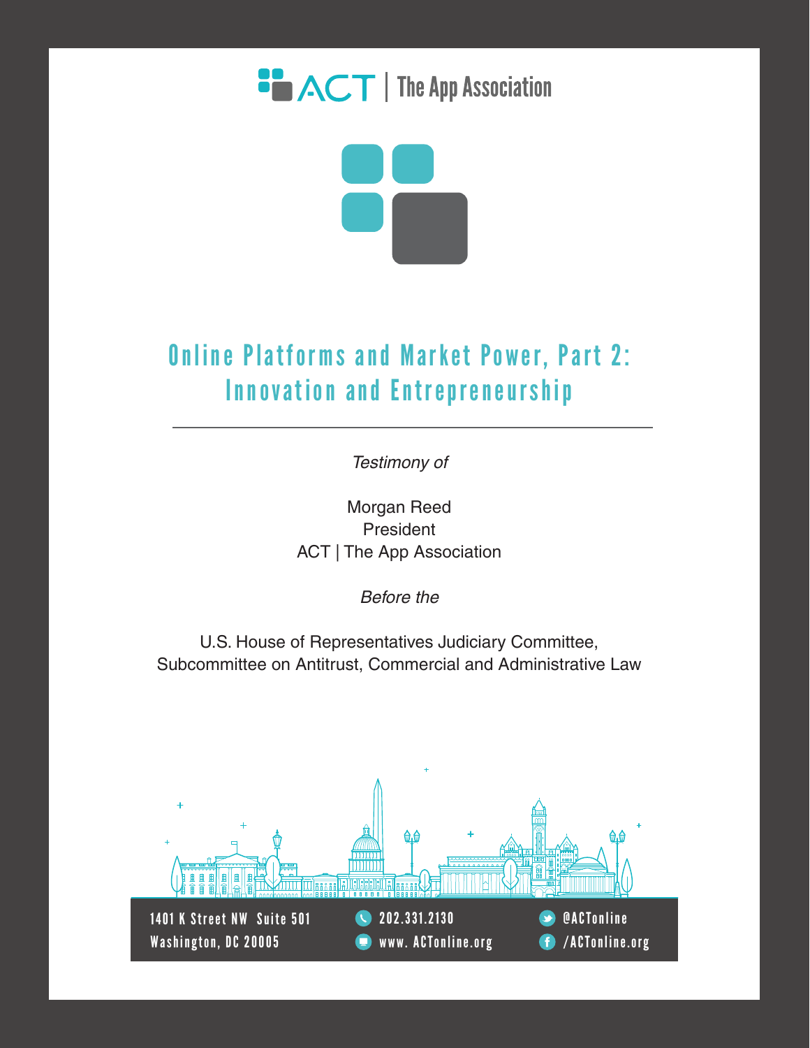ACT | The App Association

# Online Platforms and Market Power, Part 2: Innovation and Entrepreneurship

*Testimony of*

Morgan Reed
President
ACT | The App Association

*Before the*

U.S. House of Representatives Judiciary Committee,
Subcommittee on Antitrust, Commercial and Administrative Law

1401 K Street NW Suite 501
Washington, DC 20005

202.331.2130
www. ACTonline.org

@ACTonline
/ACTonline.org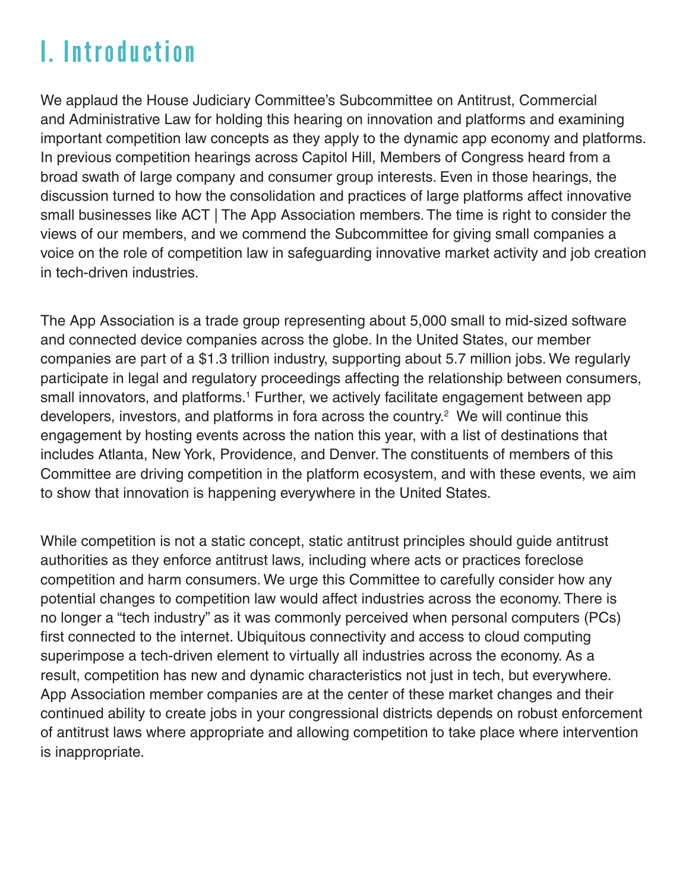# I. Introduction

We applaud the House Judiciary Committee's Subcommittee on Antitrust, Commercial and Administrative Law for holding this hearing on innovation and platforms and examining important competition law concepts as they apply to the dynamic app economy and platforms. In previous competition hearings across Capitol Hill, Members of Congress heard from a broad swath of large company and consumer group interests. Even in those hearings, the discussion turned to how the consolidation and practices of large platforms affect innovative small businesses like ACT | The App Association members. The time is right to consider the views of our members, and we commend the Subcommittee for giving small companies a voice on the role of competition law in safeguarding innovative market activity and job creation in tech-driven industries.

The App Association is a trade group representing about 5,000 small to mid-sized software and connected device companies across the globe. In the United States, our member companies are part of a $1.3 trillion industry, supporting about 5.7 million jobs. We regularly participate in legal and regulatory proceedings affecting the relationship between consumers, small innovators, and platforms.[1] Further, we actively facilitate engagement between app developers, investors, and platforms in fora across the country.[2] We will continue this engagement by hosting events across the nation this year, with a list of destinations that includes Atlanta, New York, Providence, and Denver. The constituents of members of this Committee are driving competition in the platform ecosystem, and with these events, we aim to show that innovation is happening everywhere in the United States.

While competition is not a static concept, static antitrust principles should guide antitrust authorities as they enforce antitrust laws, including where acts or practices foreclose competition and harm consumers. We urge this Committee to carefully consider how any potential changes to competition law would affect industries across the economy. There is no longer a "tech industry" as it was commonly perceived when personal computers (PCs) first connected to the internet. Ubiquitous connectivity and access to cloud computing superimpose a tech-driven element to virtually all industries across the economy. As a result, competition has new and dynamic characteristics not just in tech, but everywhere. App Association member companies are at the center of these market changes and their continued ability to create jobs in your congressional districts depends on robust enforcement of antitrust laws where appropriate and allowing competition to take place where intervention is inappropriate.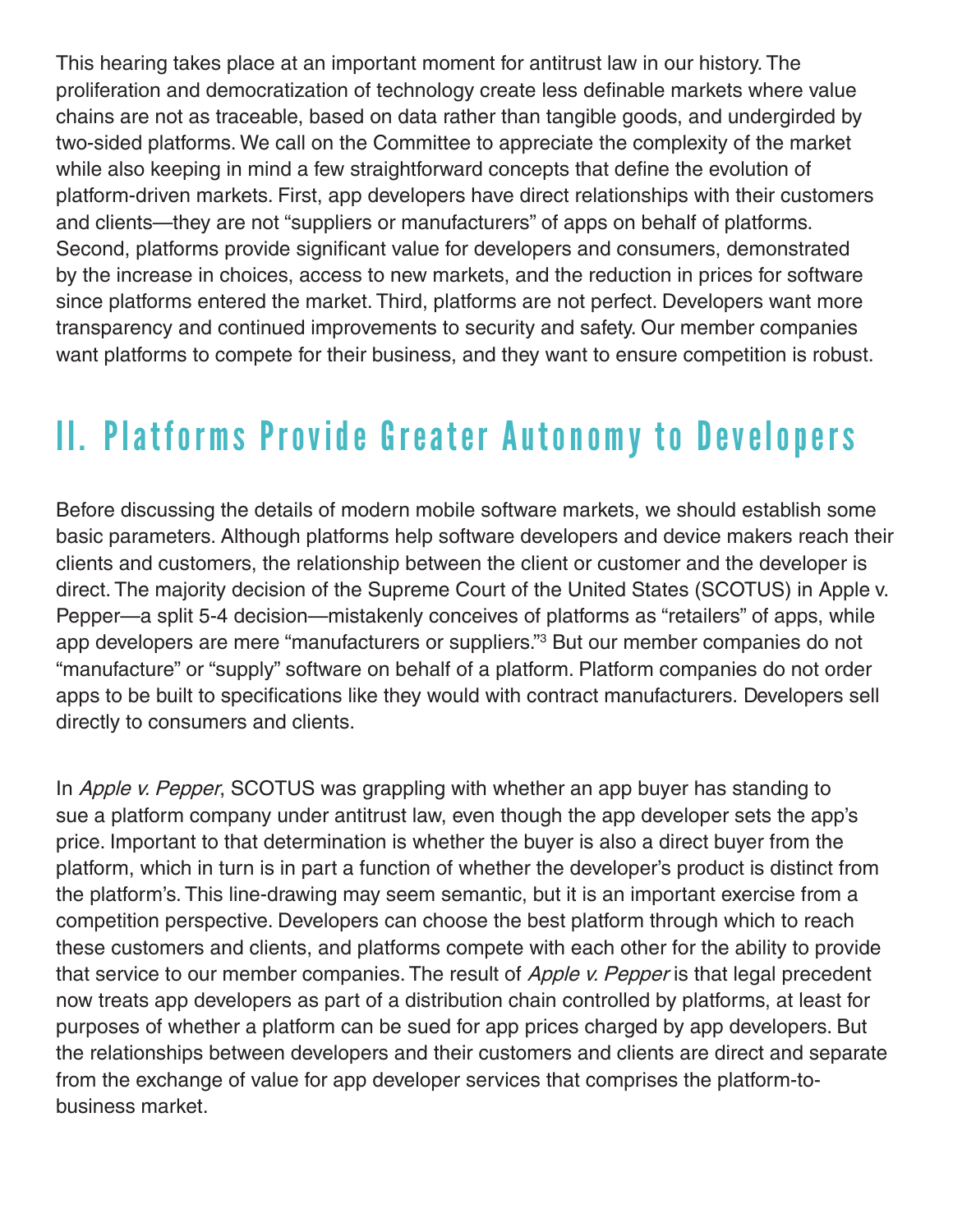This hearing takes place at an important moment for antitrust law in our history. The proliferation and democratization of technology create less definable markets where value chains are not as traceable, based on data rather than tangible goods, and undergirded by two-sided platforms. We call on the Committee to appreciate the complexity of the market while also keeping in mind a few straightforward concepts that define the evolution of platform-driven markets. First, app developers have direct relationships with their customers and clients—they are not "suppliers or manufacturers" of apps on behalf of platforms. Second, platforms provide significant value for developers and consumers, demonstrated by the increase in choices, access to new markets, and the reduction in prices for software since platforms entered the market. Third, platforms are not perfect. Developers want more transparency and continued improvements to security and safety. Our member companies want platforms to compete for their business, and they want to ensure competition is robust.

## II. Platforms Provide Greater Autonomy to Developers

Before discussing the details of modern mobile software markets, we should establish some basic parameters. Although platforms help software developers and device makers reach their clients and customers, the relationship between the client or customer and the developer is direct. The majority decision of the Supreme Court of the United States (SCOTUS) in Apple v. Pepper—a split 5-4 decision—mistakenly conceives of platforms as "retailers" of apps, while app developers are mere "manufacturers or suppliers."[3] But our member companies do not "manufacture" or "supply" software on behalf of a platform. Platform companies do not order apps to be built to specifications like they would with contract manufacturers. Developers sell directly to consumers and clients.

In *Apple v. Pepper*, SCOTUS was grappling with whether an app buyer has standing to sue a platform company under antitrust law, even though the app developer sets the app's price. Important to that determination is whether the buyer is also a direct buyer from the platform, which in turn is in part a function of whether the developer's product is distinct from the platform's. This line-drawing may seem semantic, but it is an important exercise from a competition perspective. Developers can choose the best platform through which to reach these customers and clients, and platforms compete with each other for the ability to provide that service to our member companies. The result of *Apple v. Pepper* is that legal precedent now treats app developers as part of a distribution chain controlled by platforms, at least for purposes of whether a platform can be sued for app prices charged by app developers. But the relationships between developers and their customers and clients are direct and separate from the exchange of value for app developer services that comprises the platform-to-business market.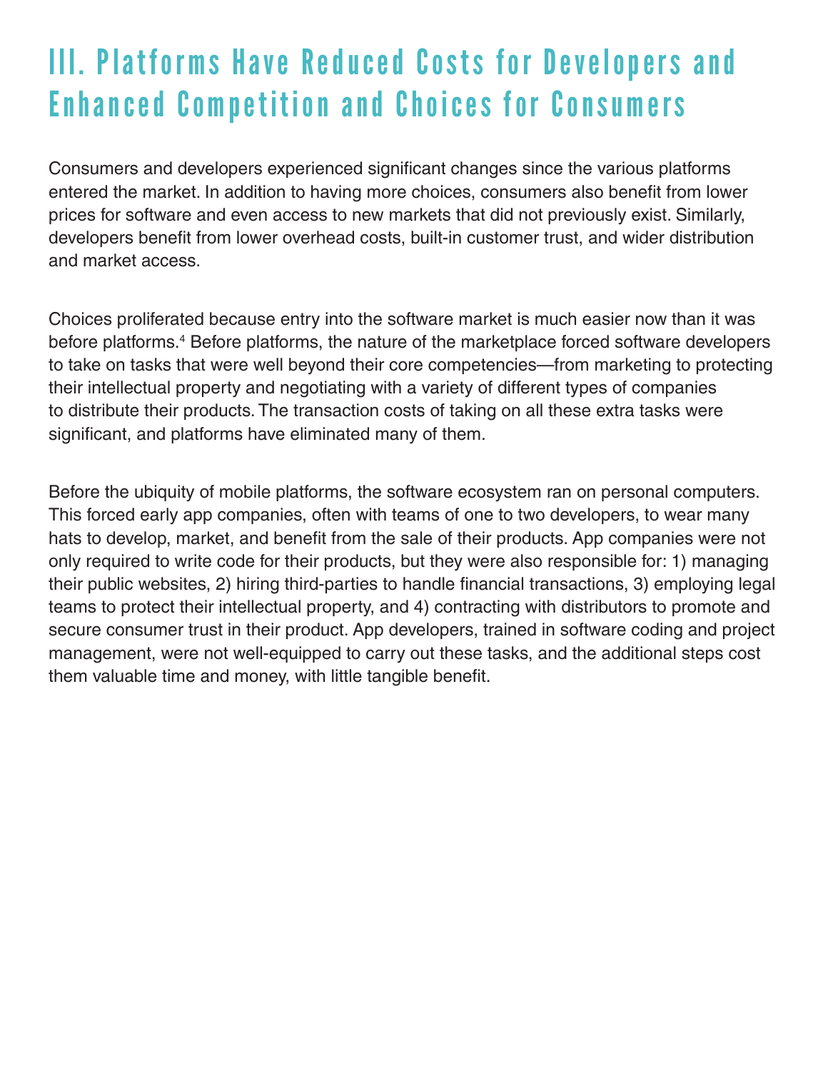# III. Platforms Have Reduced Costs for Developers and Enhanced Competition and Choices for Consumers

Consumers and developers experienced significant changes since the various platforms entered the market. In addition to having more choices, consumers also benefit from lower prices for software and even access to new markets that did not previously exist. Similarly, developers benefit from lower overhead costs, built-in customer trust, and wider distribution and market access.

Choices proliferated because entry into the software market is much easier now than it was before platforms.[4] Before platforms, the nature of the marketplace forced software developers to take on tasks that were well beyond their core competencies—from marketing to protecting their intellectual property and negotiating with a variety of different types of companies to distribute their products. The transaction costs of taking on all these extra tasks were significant, and platforms have eliminated many of them.

Before the ubiquity of mobile platforms, the software ecosystem ran on personal computers. This forced early app companies, often with teams of one to two developers, to wear many hats to develop, market, and benefit from the sale of their products. App companies were not only required to write code for their products, but they were also responsible for: 1) managing their public websites, 2) hiring third-parties to handle financial transactions, 3) employing legal teams to protect their intellectual property, and 4) contracting with distributors to promote and secure consumer trust in their product. App developers, trained in software coding and project management, were not well-equipped to carry out these tasks, and the additional steps cost them valuable time and money, with little tangible benefit.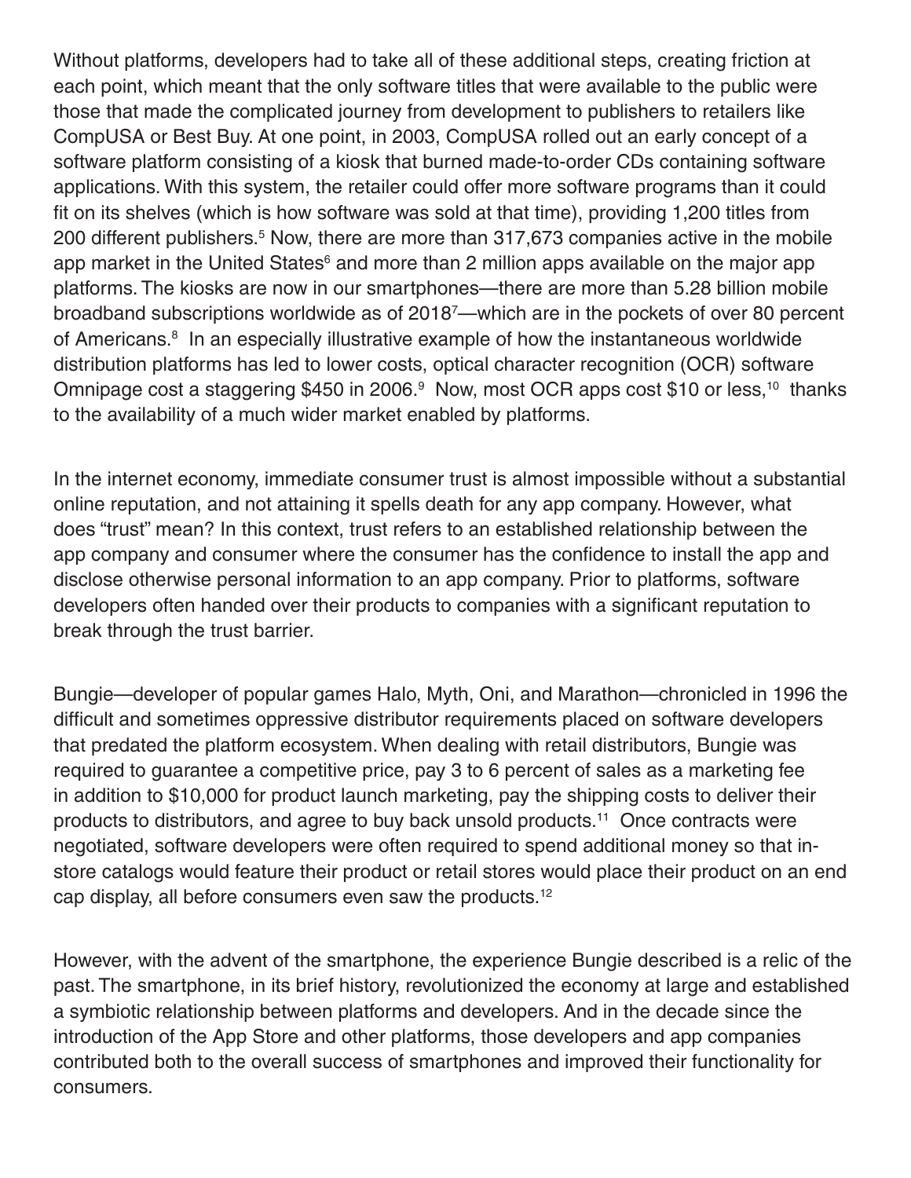Without platforms, developers had to take all of these additional steps, creating friction at each point, which meant that the only software titles that were available to the public were those that made the complicated journey from development to publishers to retailers like CompUSA or Best Buy. At one point, in 2003, CompUSA rolled out an early concept of a software platform consisting of a kiosk that burned made-to-order CDs containing software applications. With this system, the retailer could offer more software programs than it could fit on its shelves (which is how software was sold at that time), providing 1,200 titles from 200 different publishers.[5] Now, there are more than 317,673 companies active in the mobile app market in the United States[6] and more than 2 million apps available on the major app platforms. The kiosks are now in our smartphones—there are more than 5.28 billion mobile broadband subscriptions worldwide as of 2018[7]—which are in the pockets of over 80 percent of Americans.[8] In an especially illustrative example of how the instantaneous worldwide distribution platforms has led to lower costs, optical character recognition (OCR) software Omnipage cost a staggering $450 in 2006.[9] Now, most OCR apps cost $10 or less,[10] thanks to the availability of a much wider market enabled by platforms.

In the internet economy, immediate consumer trust is almost impossible without a substantial online reputation, and not attaining it spells death for any app company. However, what does "trust" mean? In this context, trust refers to an established relationship between the app company and consumer where the consumer has the confidence to install the app and disclose otherwise personal information to an app company. Prior to platforms, software developers often handed over their products to companies with a significant reputation to break through the trust barrier.

Bungie—developer of popular games Halo, Myth, Oni, and Marathon—chronicled in 1996 the difficult and sometimes oppressive distributor requirements placed on software developers that predated the platform ecosystem. When dealing with retail distributors, Bungie was required to guarantee a competitive price, pay 3 to 6 percent of sales as a marketing fee in addition to $10,000 for product launch marketing, pay the shipping costs to deliver their products to distributors, and agree to buy back unsold products.[11] Once contracts were negotiated, software developers were often required to spend additional money so that in-store catalogs would feature their product or retail stores would place their product on an end cap display, all before consumers even saw the products.[12]

However, with the advent of the smartphone, the experience Bungie described is a relic of the past. The smartphone, in its brief history, revolutionized the economy at large and established a symbiotic relationship between platforms and developers. And in the decade since the introduction of the App Store and other platforms, those developers and app companies contributed both to the overall success of smartphones and improved their functionality for consumers.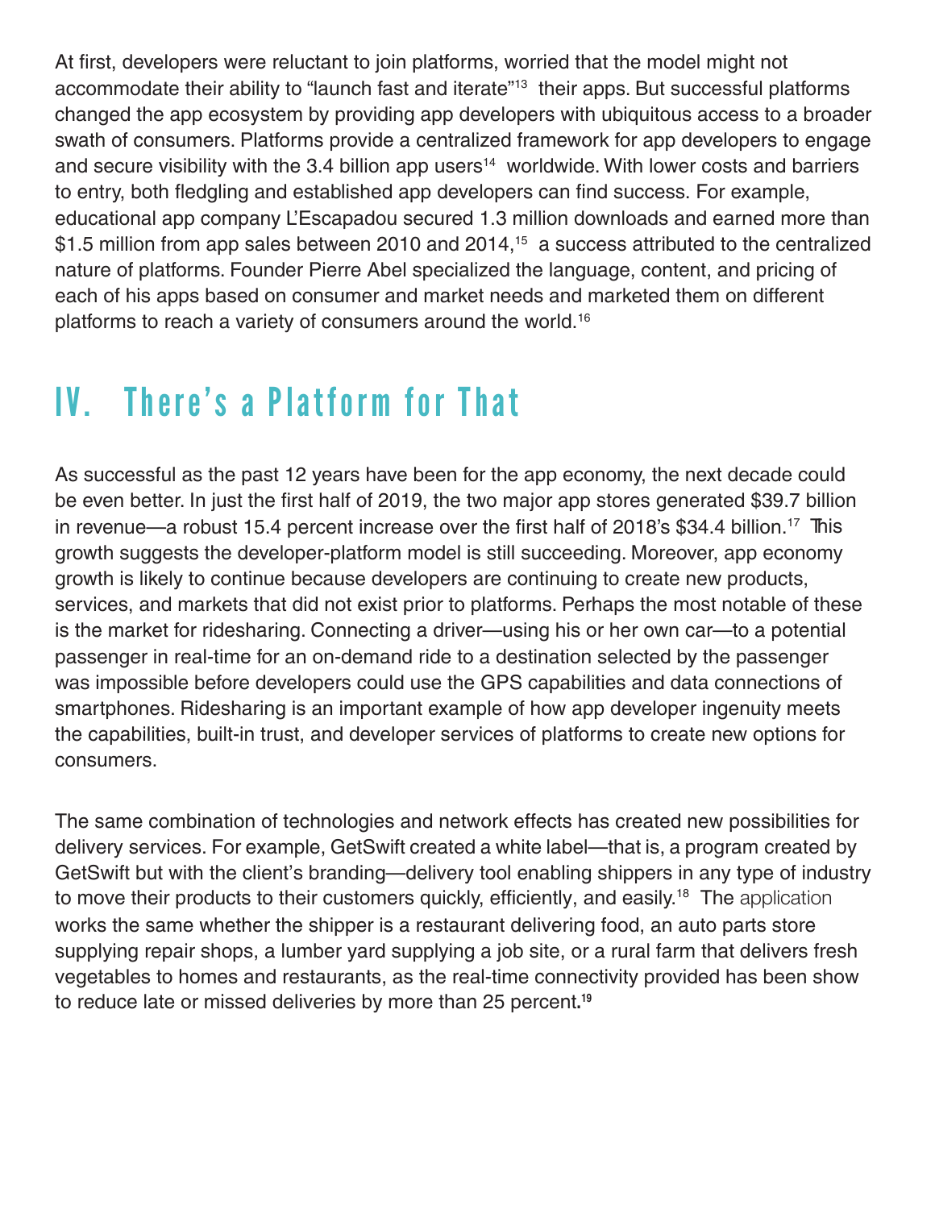At first, developers were reluctant to join platforms, worried that the model might not accommodate their ability to "launch fast and iterate"[13] their apps. But successful platforms changed the app ecosystem by providing app developers with ubiquitous access to a broader swath of consumers. Platforms provide a centralized framework for app developers to engage and secure visibility with the 3.4 billion app users[14] worldwide. With lower costs and barriers to entry, both fledgling and established app developers can find success. For example, educational app company L'Escapadou secured 1.3 million downloads and earned more than $1.5 million from app sales between 2010 and 2014,[15] a success attributed to the centralized nature of platforms. Founder Pierre Abel specialized the language, content, and pricing of each of his apps based on consumer and market needs and marketed them on different platforms to reach a variety of consumers around the world.[16]

## IV. There's a Platform for That

As successful as the past 12 years have been for the app economy, the next decade could be even better. In just the first half of 2019, the two major app stores generated $39.7 billion in revenue—a robust 15.4 percent increase over the first half of 2018's $34.4 billion.[17] This growth suggests the developer-platform model is still succeeding. Moreover, app economy growth is likely to continue because developers are continuing to create new products, services, and markets that did not exist prior to platforms. Perhaps the most notable of these is the market for ridesharing. Connecting a driver—using his or her own car—to a potential passenger in real-time for an on-demand ride to a destination selected by the passenger was impossible before developers could use the GPS capabilities and data connections of smartphones. Ridesharing is an important example of how app developer ingenuity meets the capabilities, built-in trust, and developer services of platforms to create new options for consumers.

The same combination of technologies and network effects has created new possibilities for delivery services. For example, GetSwift created a white label—that is, a program created by GetSwift but with the client's branding—delivery tool enabling shippers in any type of industry to move their products to their customers quickly, efficiently, and easily.[18] The application works the same whether the shipper is a restaurant delivering food, an auto parts store supplying repair shops, a lumber yard supplying a job site, or a rural farm that delivers fresh vegetables to homes and restaurants, as the real-time connectivity provided has been show to reduce late or missed deliveries by more than 25 percent.[19]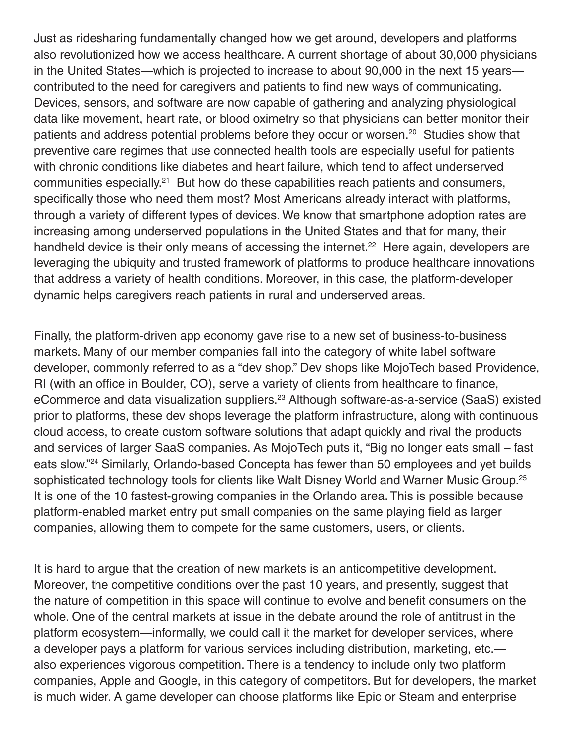Just as ridesharing fundamentally changed how we get around, developers and platforms also revolutionized how we access healthcare. A current shortage of about 30,000 physicians in the United States—which is projected to increase to about 90,000 in the next 15 years—contributed to the need for caregivers and patients to find new ways of communicating. Devices, sensors, and software are now capable of gathering and analyzing physiological data like movement, heart rate, or blood oximetry so that physicians can better monitor their patients and address potential problems before they occur or worsen.[20] Studies show that preventive care regimes that use connected health tools are especially useful for patients with chronic conditions like diabetes and heart failure, which tend to affect underserved communities especially.[21] But how do these capabilities reach patients and consumers, specifically those who need them most? Most Americans already interact with platforms, through a variety of different types of devices. We know that smartphone adoption rates are increasing among underserved populations in the United States and that for many, their handheld device is their only means of accessing the internet.[22] Here again, developers are leveraging the ubiquity and trusted framework of platforms to produce healthcare innovations that address a variety of health conditions. Moreover, in this case, the platform-developer dynamic helps caregivers reach patients in rural and underserved areas.

Finally, the platform-driven app economy gave rise to a new set of business-to-business markets. Many of our member companies fall into the category of white label software developer, commonly referred to as a "dev shop." Dev shops like MojoTech based Providence, RI (with an office in Boulder, CO), serve a variety of clients from healthcare to finance, eCommerce and data visualization suppliers.[23] Although software-as-a-service (SaaS) existed prior to platforms, these dev shops leverage the platform infrastructure, along with continuous cloud access, to create custom software solutions that adapt quickly and rival the products and services of larger SaaS companies. As MojoTech puts it, "Big no longer eats small – fast eats slow."[24] Similarly, Orlando-based Concepta has fewer than 50 employees and yet builds sophisticated technology tools for clients like Walt Disney World and Warner Music Group.[25] It is one of the 10 fastest-growing companies in the Orlando area. This is possible because platform-enabled market entry put small companies on the same playing field as larger companies, allowing them to compete for the same customers, users, or clients.

It is hard to argue that the creation of new markets is an anticompetitive development. Moreover, the competitive conditions over the past 10 years, and presently, suggest that the nature of competition in this space will continue to evolve and benefit consumers on the whole. One of the central markets at issue in the debate around the role of antitrust in the platform ecosystem—informally, we could call it the market for developer services, where a developer pays a platform for various services including distribution, marketing, etc.—also experiences vigorous competition. There is a tendency to include only two platform companies, Apple and Google, in this category of competitors. But for developers, the market is much wider. A game developer can choose platforms like Epic or Steam and enterprise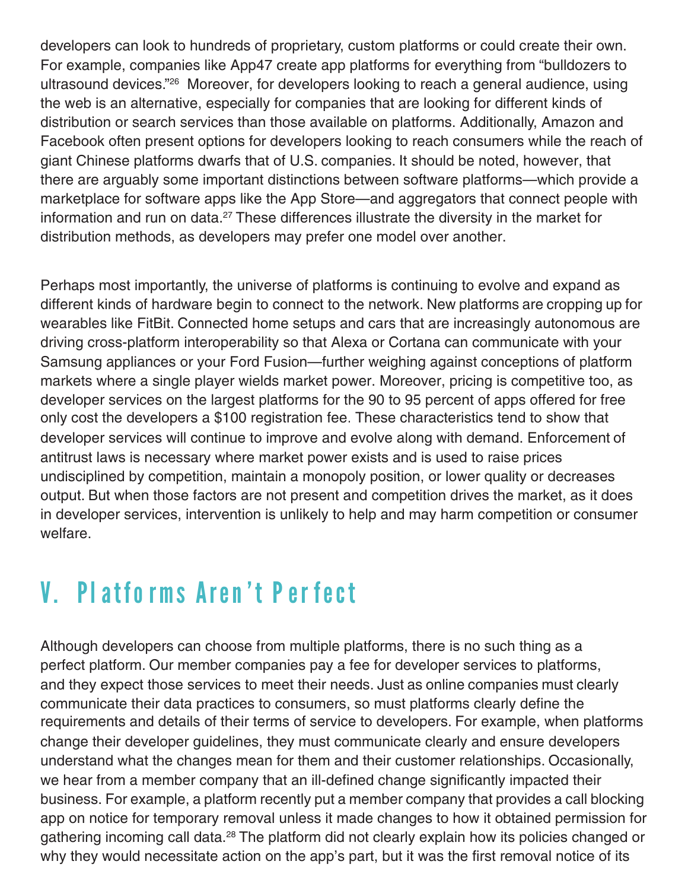developers can look to hundreds of proprietary, custom platforms or could create their own. For example, companies like App47 create app platforms for everything from "bulldozers to ultrasound devices."[26] Moreover, for developers looking to reach a general audience, using the web is an alternative, especially for companies that are looking for different kinds of distribution or search services than those available on platforms. Additionally, Amazon and Facebook often present options for developers looking to reach consumers while the reach of giant Chinese platforms dwarfs that of U.S. companies. It should be noted, however, that there are arguably some important distinctions between software platforms—which provide a marketplace for software apps like the App Store—and aggregators that connect people with information and run on data.[27] These differences illustrate the diversity in the market for distribution methods, as developers may prefer one model over another.

Perhaps most importantly, the universe of platforms is continuing to evolve and expand as different kinds of hardware begin to connect to the network. New platforms are cropping up for wearables like FitBit. Connected home setups and cars that are increasingly autonomous are driving cross-platform interoperability so that Alexa or Cortana can communicate with your Samsung appliances or your Ford Fusion—further weighing against conceptions of platform markets where a single player wields market power. Moreover, pricing is competitive too, as developer services on the largest platforms for the 90 to 95 percent of apps offered for free only cost the developers a $100 registration fee. These characteristics tend to show that developer services will continue to improve and evolve along with demand. Enforcement of antitrust laws is necessary where market power exists and is used to raise prices undisciplined by competition, maintain a monopoly position, or lower quality or decreases output. But when those factors are not present and competition drives the market, as it does in developer services, intervention is unlikely to help and may harm competition or consumer welfare.

## V. Platforms Aren't Perfect

Although developers can choose from multiple platforms, there is no such thing as a perfect platform. Our member companies pay a fee for developer services to platforms, and they expect those services to meet their needs. Just as online companies must clearly communicate their data practices to consumers, so must platforms clearly define the requirements and details of their terms of service to developers. For example, when platforms change their developer guidelines, they must communicate clearly and ensure developers understand what the changes mean for them and their customer relationships. Occasionally, we hear from a member company that an ill-defined change significantly impacted their business. For example, a platform recently put a member company that provides a call blocking app on notice for temporary removal unless it made changes to how it obtained permission for gathering incoming call data.[28] The platform did not clearly explain how its policies changed or why they would necessitate action on the app's part, but it was the first removal notice of its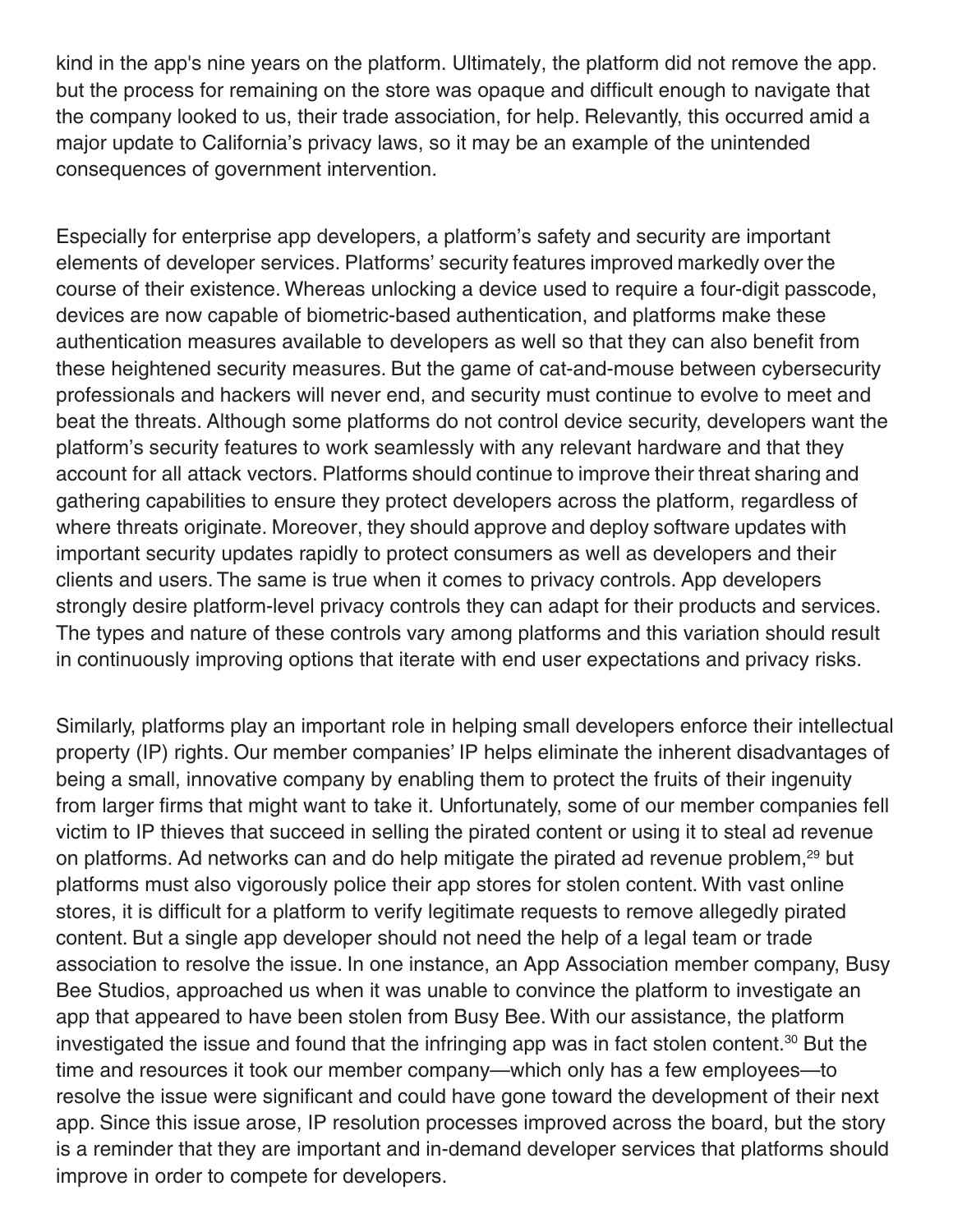kind in the app's nine years on the platform. Ultimately, the platform did not remove the app. but the process for remaining on the store was opaque and difficult enough to navigate that the company looked to us, their trade association, for help. Relevantly, this occurred amid a major update to California's privacy laws, so it may be an example of the unintended consequences of government intervention.

Especially for enterprise app developers, a platform's safety and security are important elements of developer services. Platforms' security features improved markedly over the course of their existence. Whereas unlocking a device used to require a four-digit passcode, devices are now capable of biometric-based authentication, and platforms make these authentication measures available to developers as well so that they can also benefit from these heightened security measures. But the game of cat-and-mouse between cybersecurity professionals and hackers will never end, and security must continue to evolve to meet and beat the threats. Although some platforms do not control device security, developers want the platform's security features to work seamlessly with any relevant hardware and that they account for all attack vectors. Platforms should continue to improve their threat sharing and gathering capabilities to ensure they protect developers across the platform, regardless of where threats originate. Moreover, they should approve and deploy software updates with important security updates rapidly to protect consumers as well as developers and their clients and users. The same is true when it comes to privacy controls. App developers strongly desire platform-level privacy controls they can adapt for their products and services. The types and nature of these controls vary among platforms and this variation should result in continuously improving options that iterate with end user expectations and privacy risks.

Similarly, platforms play an important role in helping small developers enforce their intellectual property (IP) rights. Our member companies' IP helps eliminate the inherent disadvantages of being a small, innovative company by enabling them to protect the fruits of their ingenuity from larger firms that might want to take it. Unfortunately, some of our member companies fell victim to IP thieves that succeed in selling the pirated content or using it to steal ad revenue on platforms. Ad networks can and do help mitigate the pirated ad revenue problem,[29] but platforms must also vigorously police their app stores for stolen content. With vast online stores, it is difficult for a platform to verify legitimate requests to remove allegedly pirated content. But a single app developer should not need the help of a legal team or trade association to resolve the issue. In one instance, an App Association member company, Busy Bee Studios, approached us when it was unable to convince the platform to investigate an app that appeared to have been stolen from Busy Bee. With our assistance, the platform investigated the issue and found that the infringing app was in fact stolen content.[30] But the time and resources it took our member company—which only has a few employees—to resolve the issue were significant and could have gone toward the development of their next app. Since this issue arose, IP resolution processes improved across the board, but the story is a reminder that they are important and in-demand developer services that platforms should improve in order to compete for developers.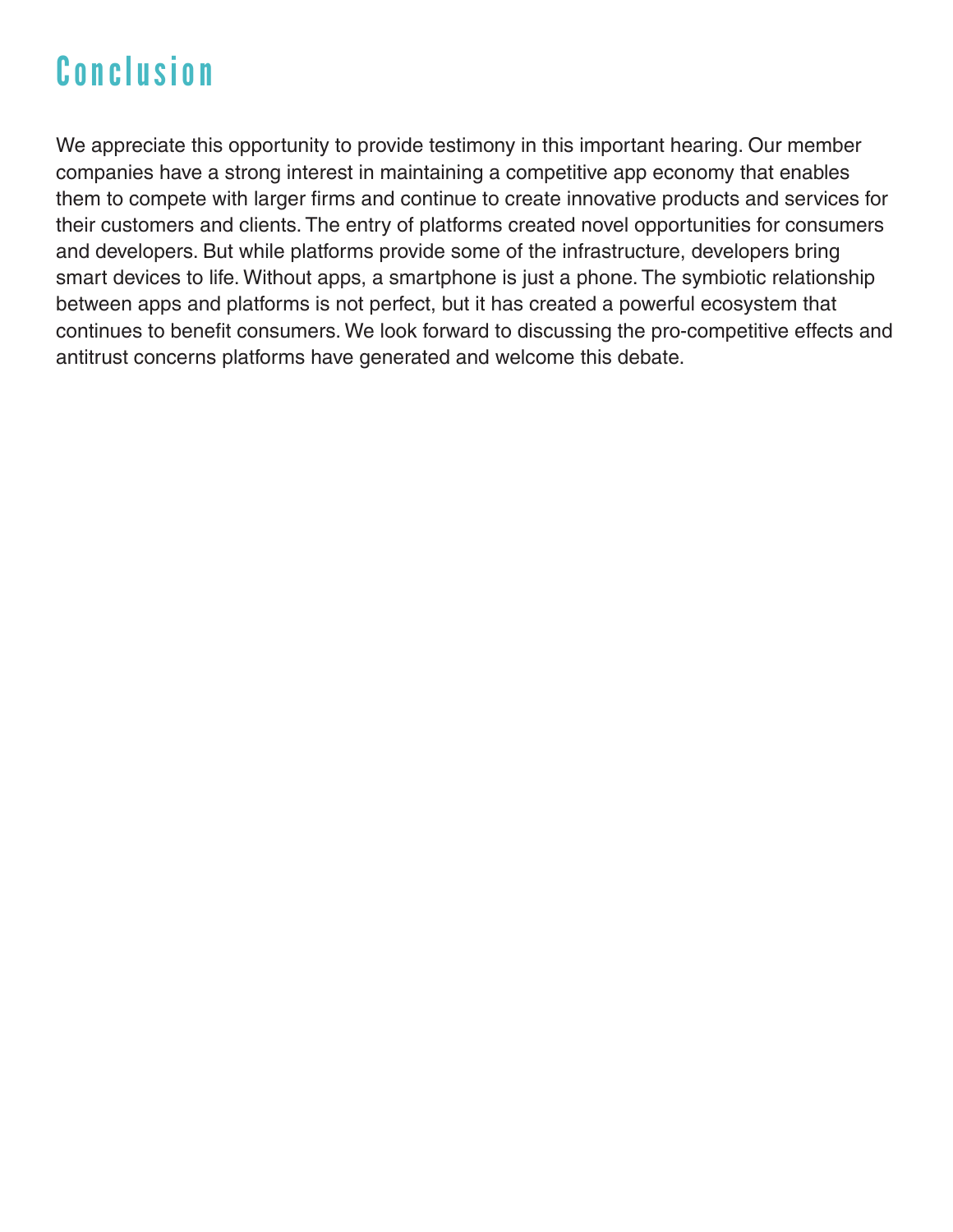# Conclusion

We appreciate this opportunity to provide testimony in this important hearing. Our member companies have a strong interest in maintaining a competitive app economy that enables them to compete with larger firms and continue to create innovative products and services for their customers and clients. The entry of platforms created novel opportunities for consumers and developers. But while platforms provide some of the infrastructure, developers bring smart devices to life. Without apps, a smartphone is just a phone. The symbiotic relationship between apps and platforms is not perfect, but it has created a powerful ecosystem that continues to benefit consumers. We look forward to discussing the pro-competitive effects and antitrust concerns platforms have generated and welcome this debate.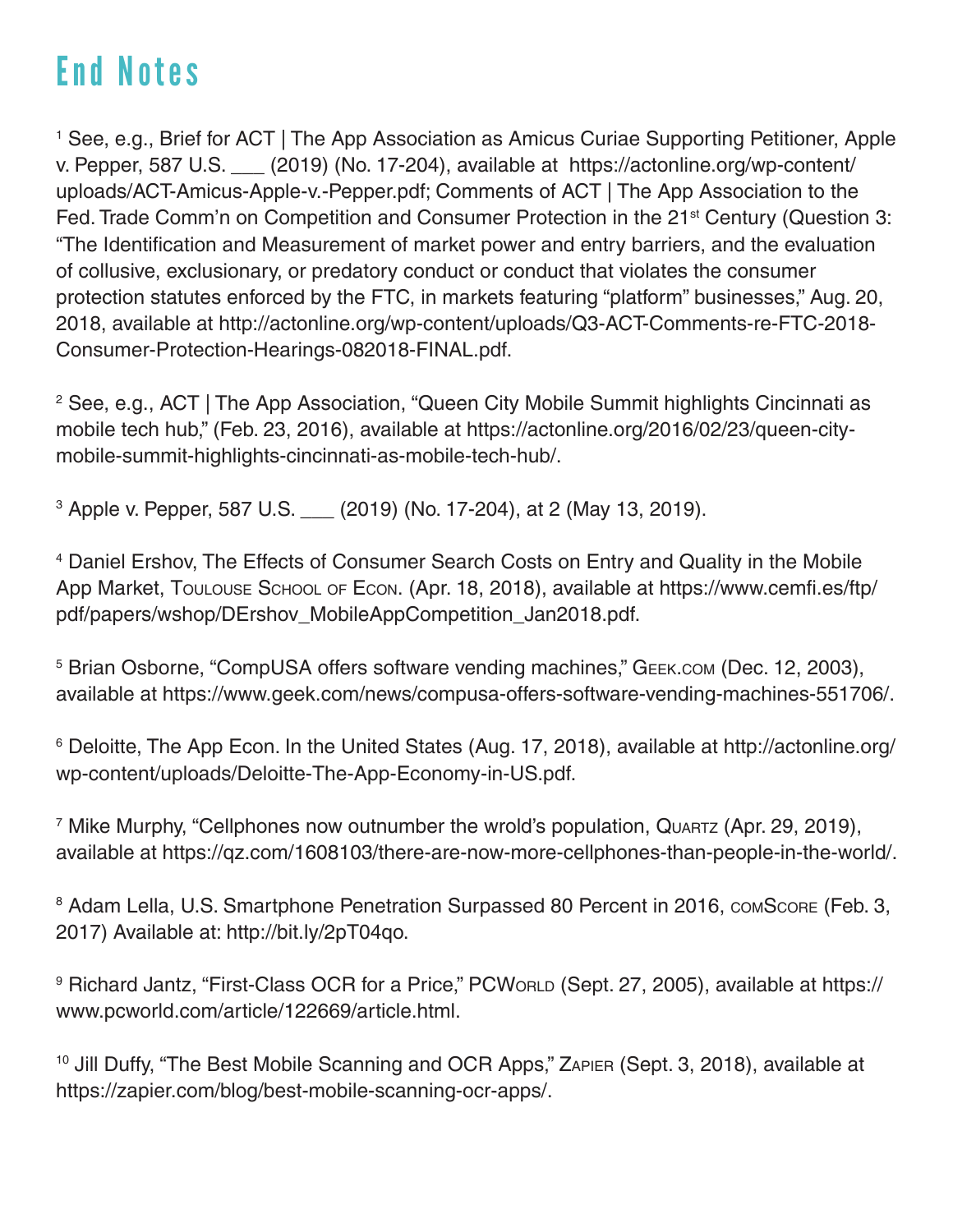# End Notes

[1] See, e.g., Brief for ACT | The App Association as Amicus Curiae Supporting Petitioner, Apple v. Pepper, 587 U.S. ___ (2019) (No. 17-204), available at https://actonline.org/wp-content/uploads/ACT-Amicus-Apple-v.-Pepper.pdf; Comments of ACT | The App Association to the Fed. Trade Comm'n on Competition and Consumer Protection in the 21st Century (Question 3: "The Identification and Measurement of market power and entry barriers, and the evaluation of collusive, exclusionary, or predatory conduct or conduct that violates the consumer protection statutes enforced by the FTC, in markets featuring "platform" businesses," Aug. 20, 2018, available at http://actonline.org/wp-content/uploads/Q3-ACT-Comments-re-FTC-2018-Consumer-Protection-Hearings-082018-FINAL.pdf.

[2] See, e.g., ACT | The App Association, "Queen City Mobile Summit highlights Cincinnati as mobile tech hub," (Feb. 23, 2016), available at https://actonline.org/2016/02/23/queen-city-mobile-summit-highlights-cincinnati-as-mobile-tech-hub/.

[3] Apple v. Pepper, 587 U.S. ___ (2019) (No. 17-204), at 2 (May 13, 2019).

[4] Daniel Ershov, The Effects of Consumer Search Costs on Entry and Quality in the Mobile App Market, Toulouse School of Econ. (Apr. 18, 2018), available at https://www.cemfi.es/ftp/pdf/papers/wshop/DErshov_MobileAppCompetition_Jan2018.pdf.

[5] Brian Osborne, "CompUSA offers software vending machines," Geek.com (Dec. 12, 2003), available at https://www.geek.com/news/compusa-offers-software-vending-machines-551706/.

[6] Deloitte, The App Econ. In the United States (Aug. 17, 2018), available at http://actonline.org/wp-content/uploads/Deloitte-The-App-Economy-in-US.pdf.

[7] Mike Murphy, "Cellphones now outnumber the wrold's population, Quartz (Apr. 29, 2019), available at https://qz.com/1608103/there-are-now-more-cellphones-than-people-in-the-world/.

[8] Adam Lella, U.S. Smartphone Penetration Surpassed 80 Percent in 2016, comScore (Feb. 3, 2017) Available at: http://bit.ly/2pT04qo.

[9] Richard Jantz, "First-Class OCR for a Price," PCWorld (Sept. 27, 2005), available at https://www.pcworld.com/article/122669/article.html.

[10] Jill Duffy, "The Best Mobile Scanning and OCR Apps," Zapier (Sept. 3, 2018), available at https://zapier.com/blog/best-mobile-scanning-ocr-apps/.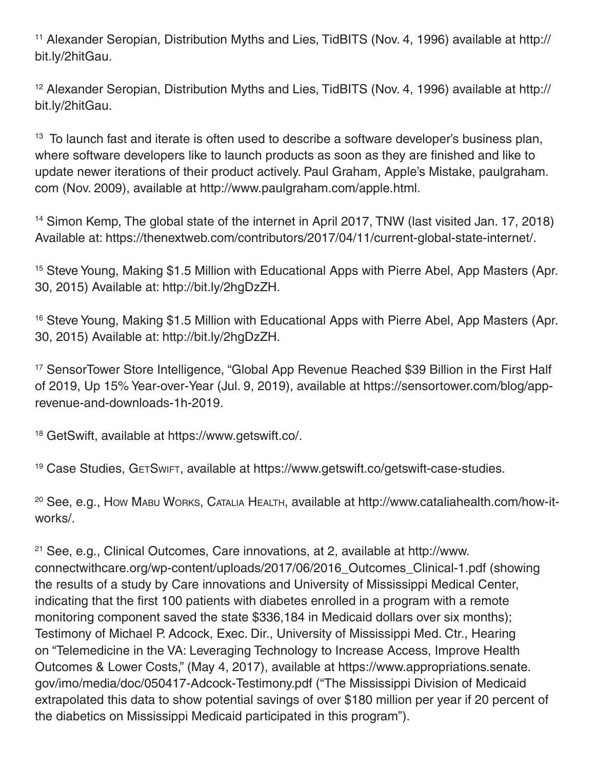[11] Alexander Seropian, Distribution Myths and Lies, TidBITS (Nov. 4, 1996) available at http://bit.ly/2hitGau.

[12] Alexander Seropian, Distribution Myths and Lies, TidBITS (Nov. 4, 1996) available at http://bit.ly/2hitGau.

[13] To launch fast and iterate is often used to describe a software developer's business plan, where software developers like to launch products as soon as they are finished and like to update newer iterations of their product actively. Paul Graham, Apple's Mistake, paulgraham.com (Nov. 2009), available at http://www.paulgraham.com/apple.html.

[14] Simon Kemp, The global state of the internet in April 2017, TNW (last visited Jan. 17, 2018) Available at: https://thenextweb.com/contributors/2017/04/11/current-global-state-internet/.

[15] Steve Young, Making $1.5 Million with Educational Apps with Pierre Abel, App Masters (Apr. 30, 2015) Available at: http://bit.ly/2hgDzZH.

[16] Steve Young, Making $1.5 Million with Educational Apps with Pierre Abel, App Masters (Apr. 30, 2015) Available at: http://bit.ly/2hgDzZH.

[17] SensorTower Store Intelligence, "Global App Revenue Reached $39 Billion in the First Half of 2019, Up 15% Year-over-Year (Jul. 9, 2019), available at https://sensortower.com/blog/app-revenue-and-downloads-1h-2019.

[18] GetSwift, available at https://www.getswift.co/.

[19] Case Studies, GetSwift, available at https://www.getswift.co/getswift-case-studies.

[20] See, e.g., How Mabu Works, Catalia Health, available at http://www.cataliahealth.com/how-it-works/.

[21] See, e.g., Clinical Outcomes, Care innovations, at 2, available at http://www.connectwithcare.org/wp-content/uploads/2017/06/2016_Outcomes_Clinical-1.pdf (showing the results of a study by Care innovations and University of Mississippi Medical Center, indicating that the first 100 patients with diabetes enrolled in a program with a remote monitoring component saved the state $336,184 in Medicaid dollars over six months); Testimony of Michael P. Adcock, Exec. Dir., University of Mississippi Med. Ctr., Hearing on "Telemedicine in the VA: Leveraging Technology to Increase Access, Improve Health Outcomes & Lower Costs," (May 4, 2017), available at https://www.appropriations.senate.gov/imo/media/doc/050417-Adcock-Testimony.pdf ("The Mississippi Division of Medicaid extrapolated this data to show potential savings of over $180 million per year if 20 percent of the diabetics on Mississippi Medicaid participated in this program").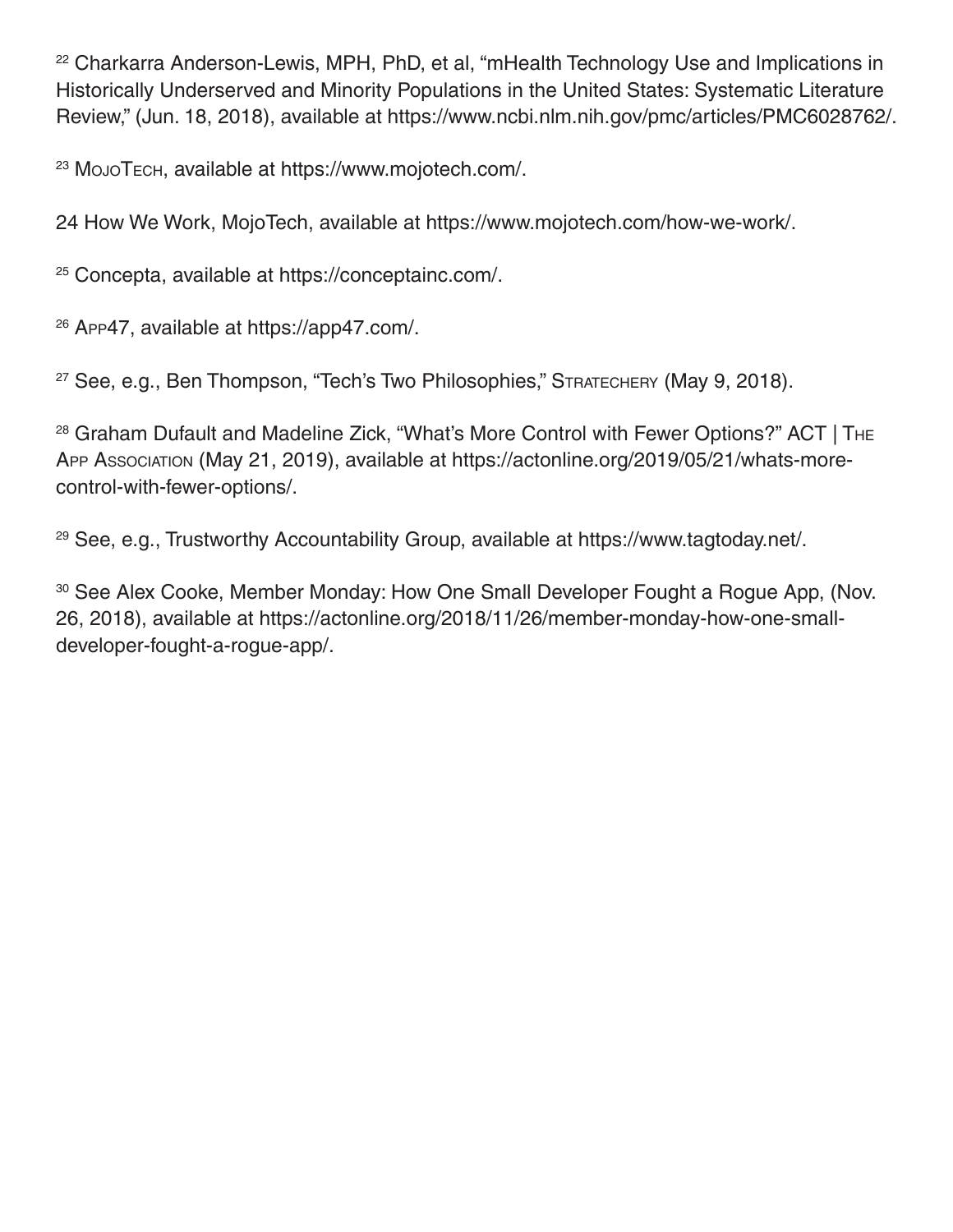[22] Charkarra Anderson-Lewis, MPH, PhD, et al, "mHealth Technology Use and Implications in Historically Underserved and Minority Populations in the United States: Systematic Literature Review," (Jun. 18, 2018), available at https://www.ncbi.nlm.nih.gov/pmc/articles/PMC6028762/.

[23] MojoTech, available at https://www.mojotech.com/.

24 How We Work, MojoTech, available at https://www.mojotech.com/how-we-work/.

[25] Concepta, available at https://conceptainc.com/.

[26] App47, available at https://app47.com/.

[27] See, e.g., Ben Thompson, "Tech's Two Philosophies," Stratechery (May 9, 2018).

[28] Graham Dufault and Madeline Zick, "What's More Control with Fewer Options?" ACT | The App Association (May 21, 2019), available at https://actonline.org/2019/05/21/whats-more-control-with-fewer-options/.

[29] See, e.g., Trustworthy Accountability Group, available at https://www.tagtoday.net/.

[30] See Alex Cooke, Member Monday: How One Small Developer Fought a Rogue App, (Nov. 26, 2018), available at https://actonline.org/2018/11/26/member-monday-how-one-small-developer-fought-a-rogue-app/.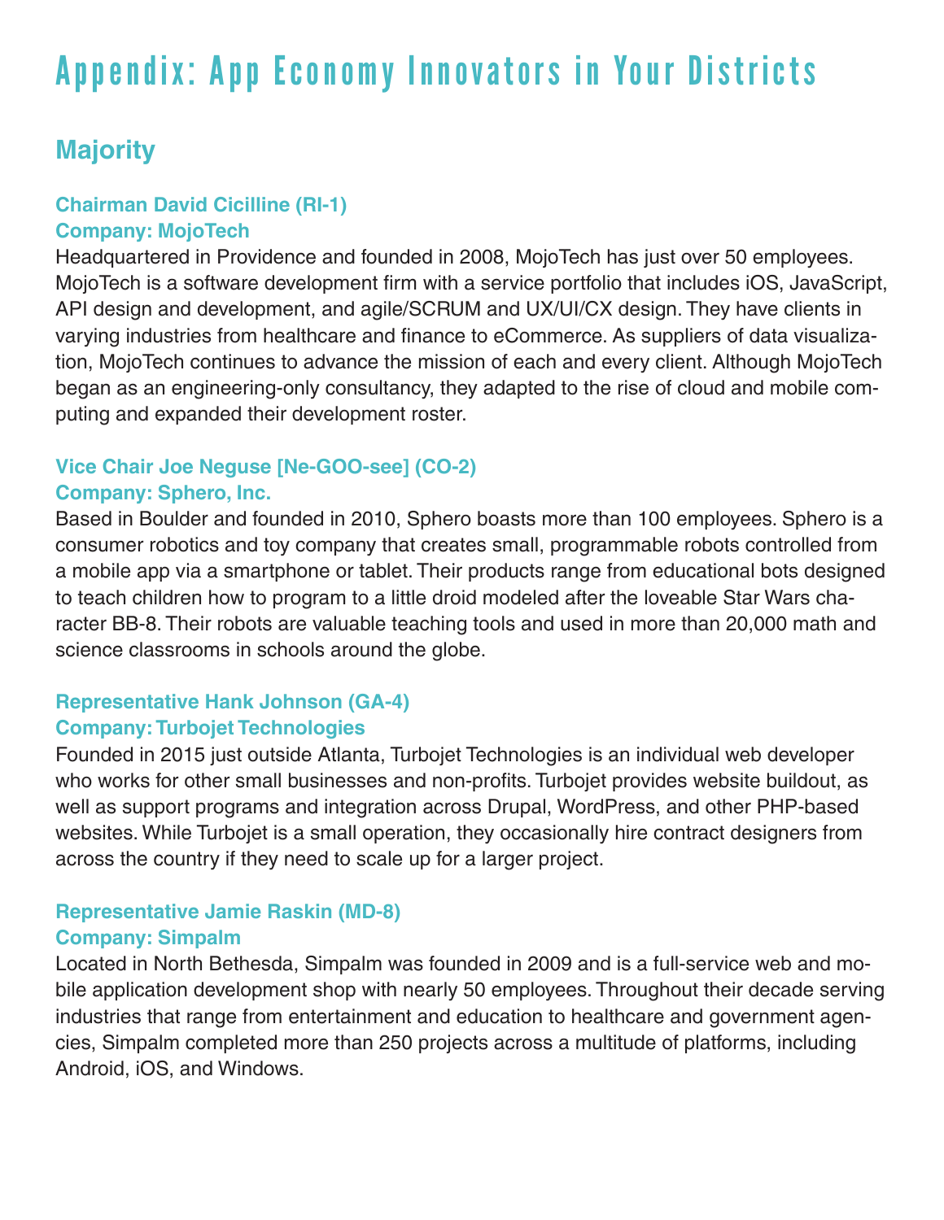# Appendix: App Economy Innovators in Your Districts

## Majority

### Chairman David Cicilline (RI-1)
### Company: MojoTech

Headquartered in Providence and founded in 2008, MojoTech has just over 50 employees. MojoTech is a software development firm with a service portfolio that includes iOS, JavaScript, API design and development, and agile/SCRUM and UX/UI/CX design. They have clients in varying industries from healthcare and finance to eCommerce. As suppliers of data visualization, MojoTech continues to advance the mission of each and every client. Although MojoTech began as an engineering-only consultancy, they adapted to the rise of cloud and mobile computing and expanded their development roster.

### Vice Chair Joe Neguse [Ne-GOO-see] (CO-2)
### Company: Sphero, Inc.

Based in Boulder and founded in 2010, Sphero boasts more than 100 employees. Sphero is a consumer robotics and toy company that creates small, programmable robots controlled from a mobile app via a smartphone or tablet. Their products range from educational bots designed to teach children how to program to a little droid modeled after the loveable Star Wars character BB-8. Their robots are valuable teaching tools and used in more than 20,000 math and science classrooms in schools around the globe.

### Representative Hank Johnson (GA-4)
### Company: Turbojet Technologies

Founded in 2015 just outside Atlanta, Turbojet Technologies is an individual web developer who works for other small businesses and non-profits. Turbojet provides website buildout, as well as support programs and integration across Drupal, WordPress, and other PHP-based websites. While Turbojet is a small operation, they occasionally hire contract designers from across the country if they need to scale up for a larger project.

### Representative Jamie Raskin (MD-8)
### Company: Simpalm

Located in North Bethesda, Simpalm was founded in 2009 and is a full-service web and mobile application development shop with nearly 50 employees. Throughout their decade serving industries that range from entertainment and education to healthcare and government agencies, Simpalm completed more than 250 projects across a multitude of platforms, including Android, iOS, and Windows.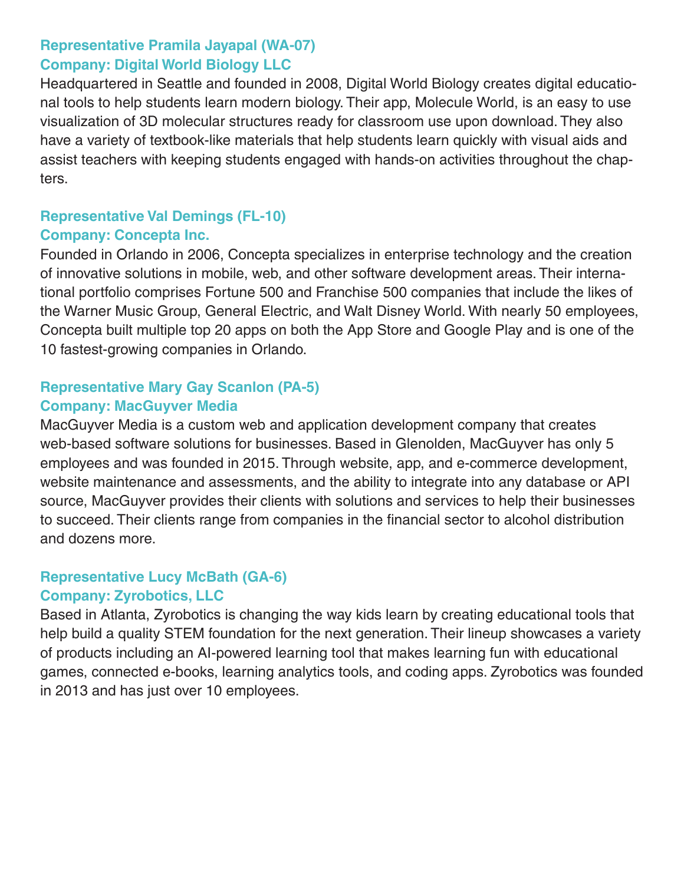### Representative Pramila Jayapal (WA-07)
### Company: Digital World Biology LLC

Headquartered in Seattle and founded in 2008, Digital World Biology creates digital educational tools to help students learn modern biology. Their app, Molecule World, is an easy to use visualization of 3D molecular structures ready for classroom use upon download. They also have a variety of textbook-like materials that help students learn quickly with visual aids and assist teachers with keeping students engaged with hands-on activities throughout the chapters.

### Representative Val Demings (FL-10)
### Company: Concepta Inc.

Founded in Orlando in 2006, Concepta specializes in enterprise technology and the creation of innovative solutions in mobile, web, and other software development areas. Their international portfolio comprises Fortune 500 and Franchise 500 companies that include the likes of the Warner Music Group, General Electric, and Walt Disney World. With nearly 50 employees, Concepta built multiple top 20 apps on both the App Store and Google Play and is one of the 10 fastest-growing companies in Orlando.

### Representative Mary Gay Scanlon (PA-5)
### Company: MacGuyver Media

MacGuyver Media is a custom web and application development company that creates web-based software solutions for businesses. Based in Glenolden, MacGuyver has only 5 employees and was founded in 2015. Through website, app, and e-commerce development, website maintenance and assessments, and the ability to integrate into any database or API source, MacGuyver provides their clients with solutions and services to help their businesses to succeed. Their clients range from companies in the financial sector to alcohol distribution and dozens more.

### Representative Lucy McBath (GA-6)
### Company: Zyrobotics, LLC

Based in Atlanta, Zyrobotics is changing the way kids learn by creating educational tools that help build a quality STEM foundation for the next generation. Their lineup showcases a variety of products including an AI-powered learning tool that makes learning fun with educational games, connected e-books, learning analytics tools, and coding apps. Zyrobotics was founded in 2013 and has just over 10 employees.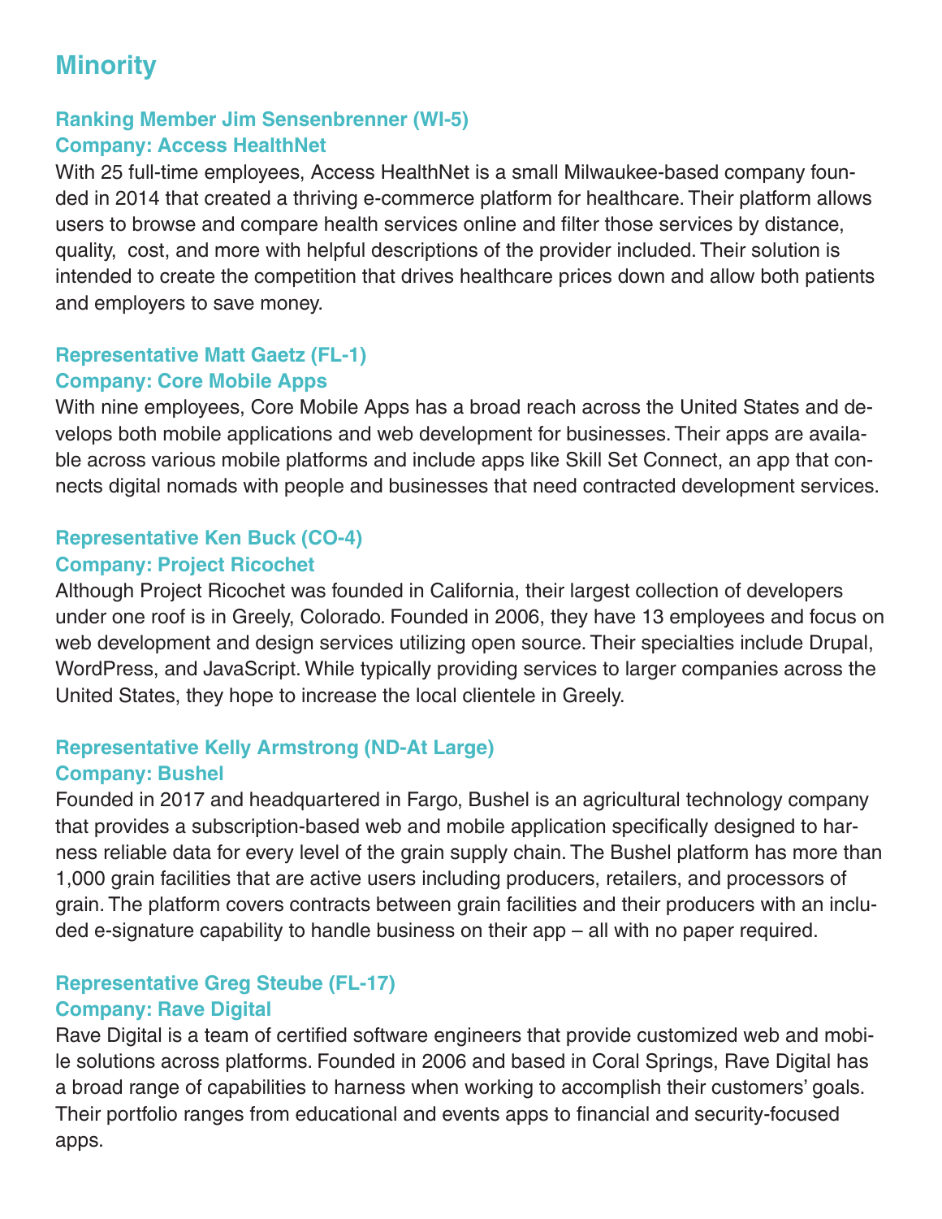# Minority

### Ranking Member Jim Sensenbrenner (WI-5)
### Company: Access HealthNet

With 25 full-time employees, Access HealthNet is a small Milwaukee-based company founded in 2014 that created a thriving e-commerce platform for healthcare. Their platform allows users to browse and compare health services online and filter those services by distance, quality, cost, and more with helpful descriptions of the provider included. Their solution is intended to create the competition that drives healthcare prices down and allow both patients and employers to save money.

### Representative Matt Gaetz (FL-1)
### Company: Core Mobile Apps

With nine employees, Core Mobile Apps has a broad reach across the United States and develops both mobile applications and web development for businesses. Their apps are available across various mobile platforms and include apps like Skill Set Connect, an app that connects digital nomads with people and businesses that need contracted development services.

### Representative Ken Buck (CO-4)
### Company: Project Ricochet

Although Project Ricochet was founded in California, their largest collection of developers under one roof is in Greely, Colorado. Founded in 2006, they have 13 employees and focus on web development and design services utilizing open source. Their specialties include Drupal, WordPress, and JavaScript. While typically providing services to larger companies across the United States, they hope to increase the local clientele in Greely.

### Representative Kelly Armstrong (ND-At Large)
### Company: Bushel

Founded in 2017 and headquartered in Fargo, Bushel is an agricultural technology company that provides a subscription-based web and mobile application specifically designed to harness reliable data for every level of the grain supply chain. The Bushel platform has more than 1,000 grain facilities that are active users including producers, retailers, and processors of grain. The platform covers contracts between grain facilities and their producers with an included e-signature capability to handle business on their app – all with no paper required.

### Representative Greg Steube (FL-17)
### Company: Rave Digital

Rave Digital is a team of certified software engineers that provide customized web and mobile solutions across platforms. Founded in 2006 and based in Coral Springs, Rave Digital has a broad range of capabilities to harness when working to accomplish their customers' goals. Their portfolio ranges from educational and events apps to financial and security-focused apps.